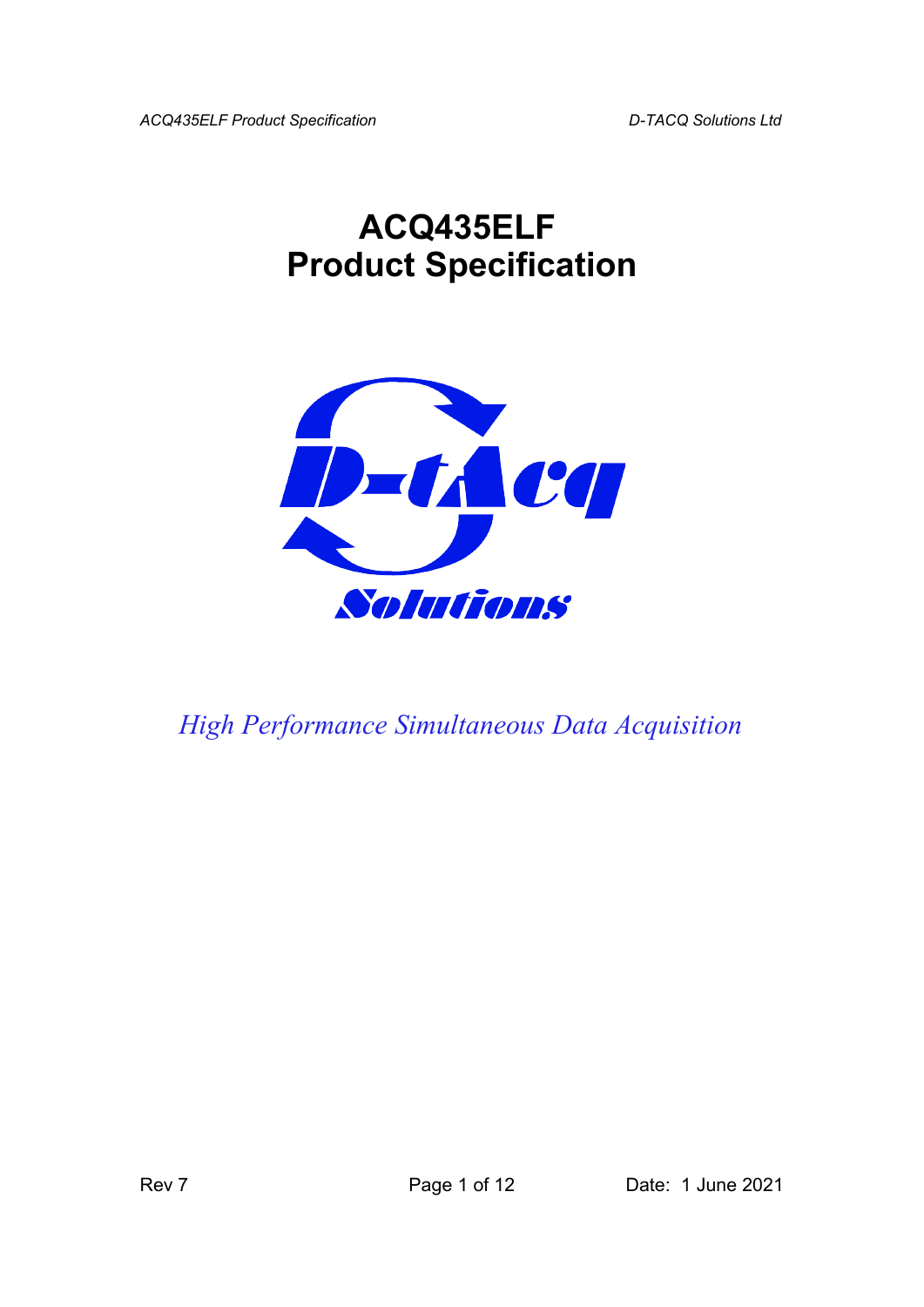# ACQ435ELF
# Product Specification

*High Performance Simultaneous Data Acquisition*

Rev 7

Date: 1 June 2021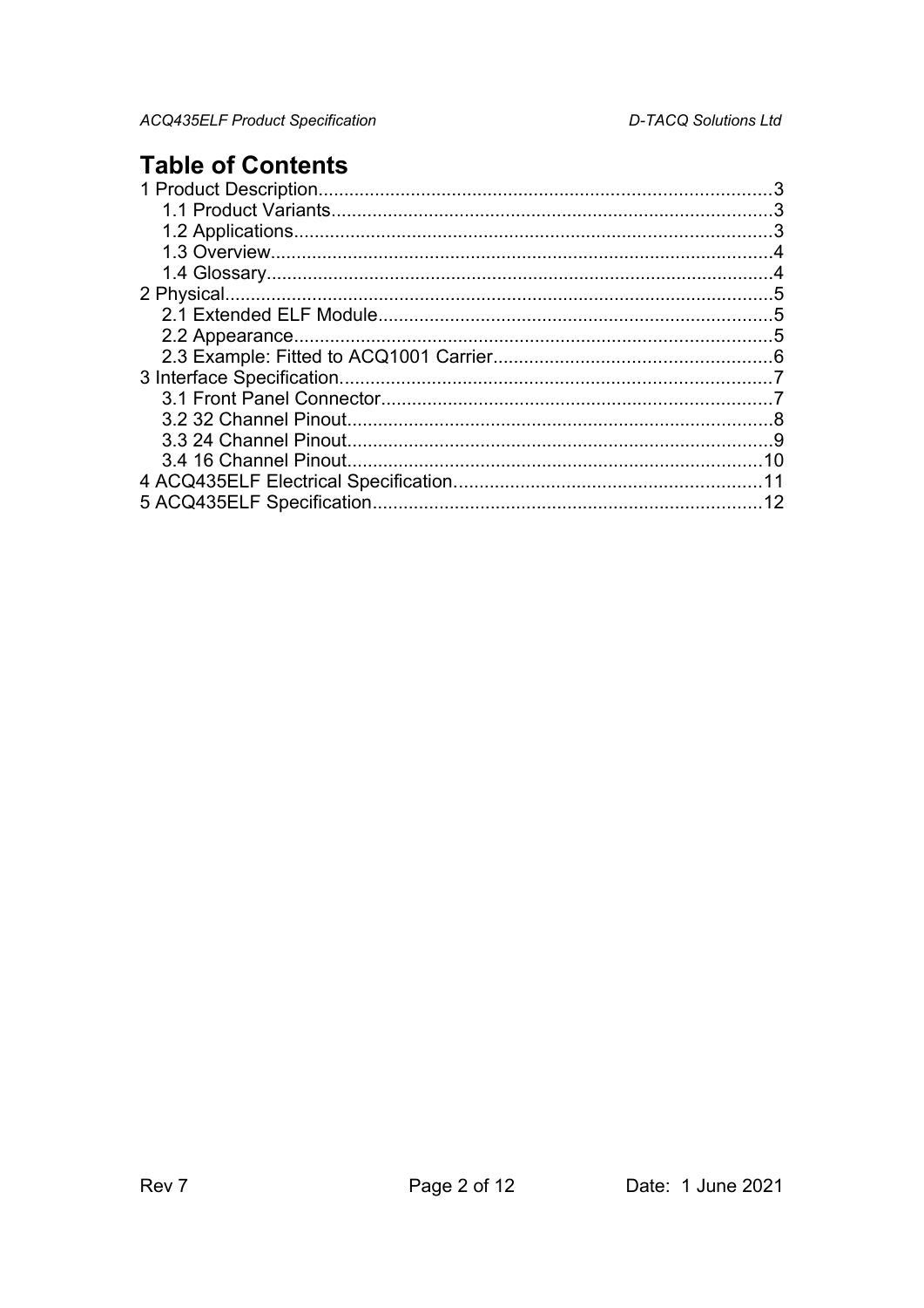# Table of Contents

1 Product Description........................................................................................3

- 1.1 Product Variants......................................................................................3
- 1.2 Applications............................................................................................3
- 1.3 Overview.................................................................................................4
- 1.4 Glossary..................................................................................................4

2 Physical..........................................................................................................5

- 2.1 Extended ELF Module.............................................................................5
- 2.2 Appearance.............................................................................................5
- 2.3 Example: Fitted to ACQ1001 Carrier......................................................6

3 Interface Specification....................................................................................7

- 3.1 Front Panel Connector............................................................................7
- 3.2 32 Channel Pinout...................................................................................8
- 3.3 24 Channel Pinout...................................................................................9
- 3.4 16 Channel Pinout.................................................................................10

4 ACQ435ELF Electrical Specification............................................................11

5 ACQ435ELF Specification............................................................................12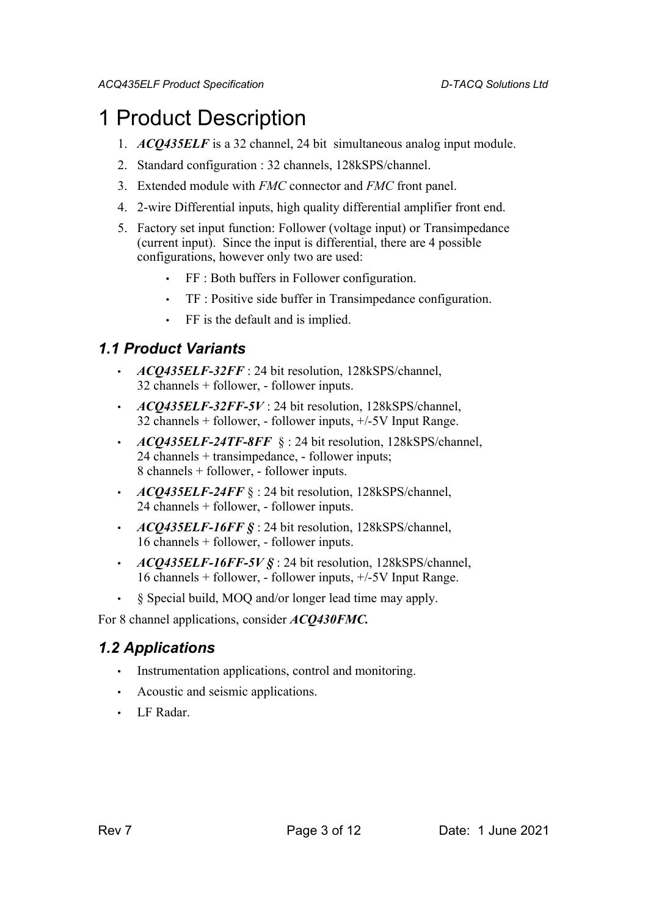# 1 Product Description

1. ***ACQ435ELF*** is a 32 channel, 24 bit simultaneous analog input module.
2. Standard configuration : 32 channels, 128kSPS/channel.
3. Extended module with *FMC* connector and *FMC* front panel.
4. 2-wire Differential inputs, high quality differential amplifier front end.
5. Factory set input function: Follower (voltage input) or Transimpedance (current input). Since the input is differential, there are 4 possible configurations, however only two are used:
   - FF : Both buffers in Follower configuration.
   - TF : Positive side buffer in Transimpedance configuration.
   - FF is the default and is implied.

## *1.1 Product Variants*

- ***ACQ435ELF-32FF*** : 24 bit resolution, 128kSPS/channel, 32 channels + follower, - follower inputs.
- ***ACQ435ELF-32FF-5V*** : 24 bit resolution, 128kSPS/channel, 32 channels + follower, - follower inputs, +/-5V Input Range.
- ***ACQ435ELF-24TF-8FF*** § : 24 bit resolution, 128kSPS/channel, 24 channels + transimpedance, - follower inputs; 8 channels + follower, - follower inputs.
- ***ACQ435ELF-24FF*** § : 24 bit resolution, 128kSPS/channel, 24 channels + follower, - follower inputs.
- ***ACQ435ELF-16FF §*** : 24 bit resolution, 128kSPS/channel, 16 channels + follower, - follower inputs.
- ***ACQ435ELF-16FF-5V §*** : 24 bit resolution, 128kSPS/channel, 16 channels + follower, - follower inputs, +/-5V Input Range.
- § Special build, MOQ and/or longer lead time may apply.

For 8 channel applications, consider ***ACQ430FMC.***

## *1.2 Applications*

- Instrumentation applications, control and monitoring.
- Acoustic and seismic applications.
- LF Radar.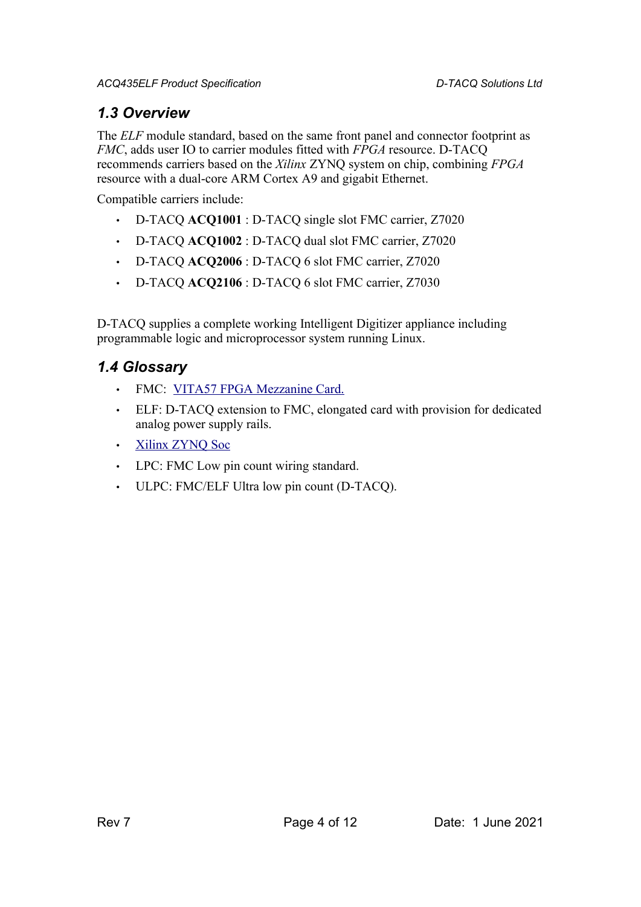## *1.3 Overview*

The *ELF* module standard, based on the same front panel and connector footprint as *FMC*, adds user IO to carrier modules fitted with *FPGA* resource. D-TACQ recommends carriers based on the *Xilinx* ZYNQ system on chip, combining *FPGA* resource with a dual-core ARM Cortex A9 and gigabit Ethernet.

Compatible carriers include:

- D-TACQ **ACQ1001** : D-TACQ single slot FMC carrier, Z7020
- D-TACQ **ACQ1002** : D-TACQ dual slot FMC carrier, Z7020
- D-TACQ **ACQ2006** : D-TACQ 6 slot FMC carrier, Z7020
- D-TACQ **ACQ2106** : D-TACQ 6 slot FMC carrier, Z7030

D-TACQ supplies a complete working Intelligent Digitizer appliance including programmable logic and microprocessor system running Linux.

## *1.4 Glossary*

- FMC: VITA57 FPGA Mezzanine Card.
- ELF: D-TACQ extension to FMC, elongated card with provision for dedicated analog power supply rails.
- Xilinx ZYNQ Soc
- LPC: FMC Low pin count wiring standard.
- ULPC: FMC/ELF Ultra low pin count (D-TACQ).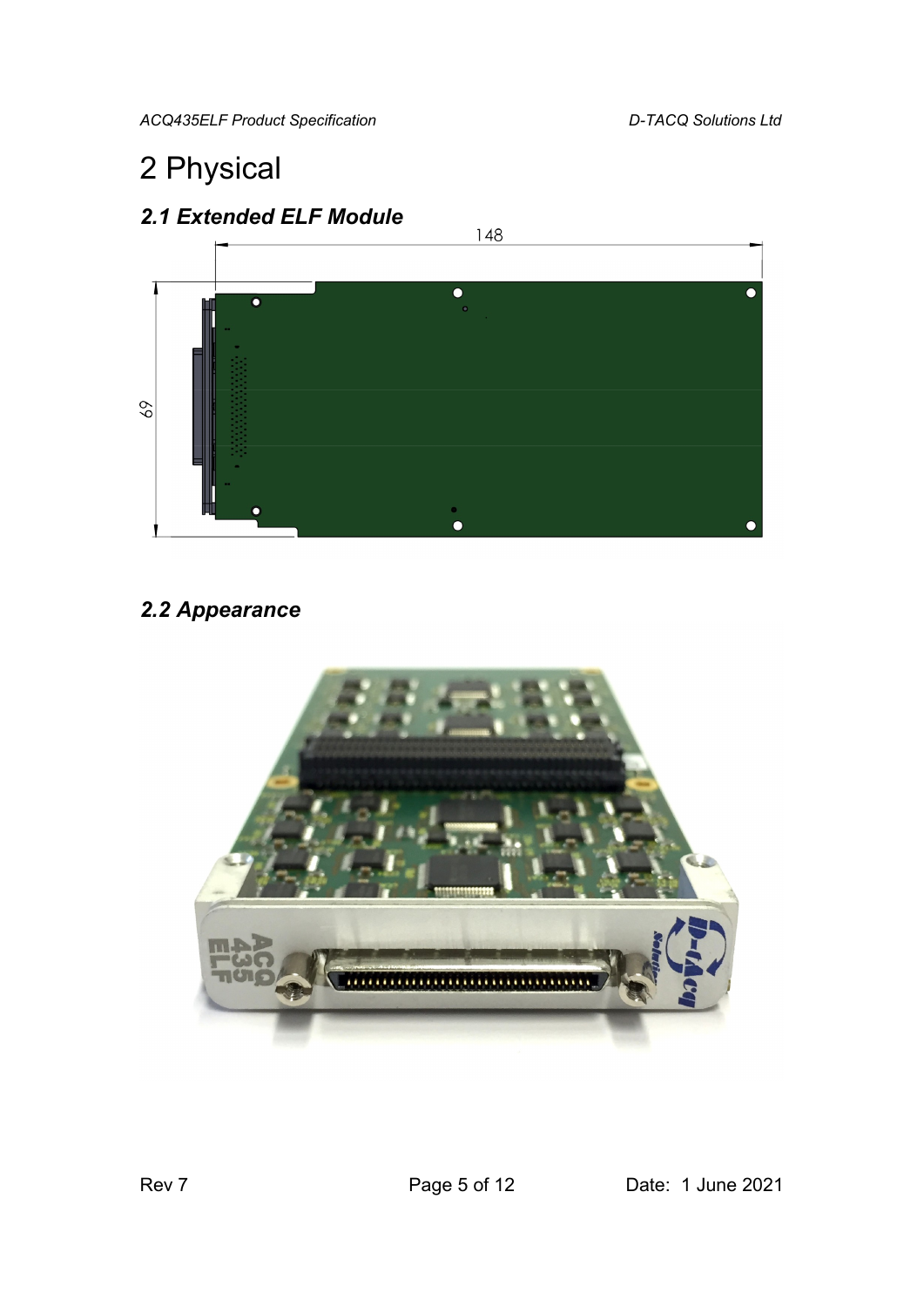# 2 Physical

## 2.1 Extended ELF Module

148

69

## 2.2 Appearance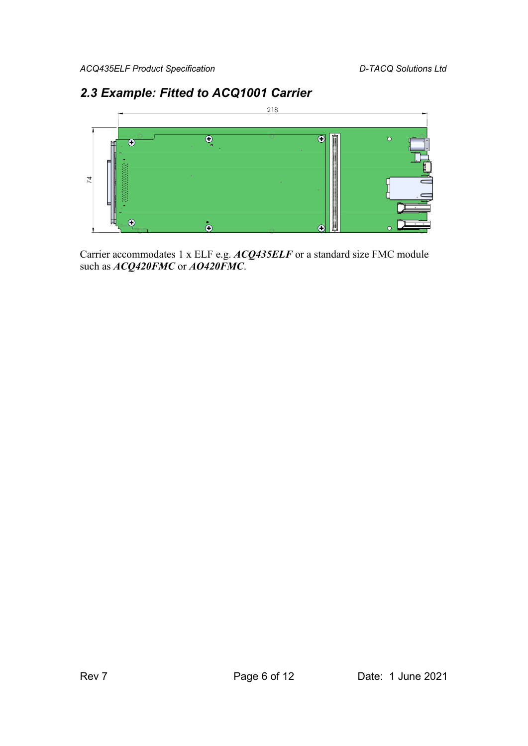## 2.3 Example: Fitted to ACQ1001 Carrier

Carrier accommodates 1 x ELF e.g. ***ACQ435ELF*** or a standard size FMC module such as ***ACQ420FMC*** or ***AO420FMC***.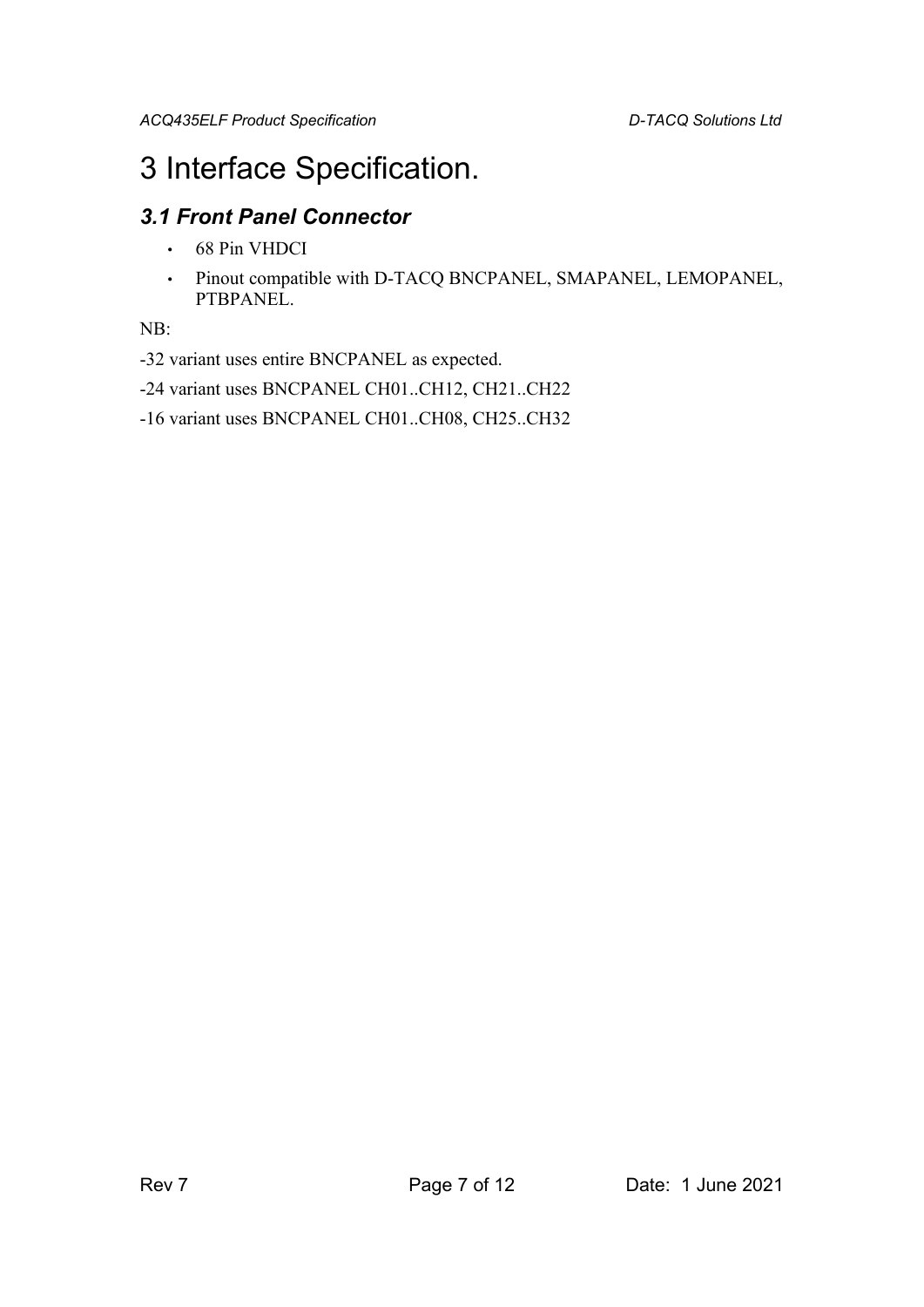# 3 Interface Specification.

## *3.1 Front Panel Connector*

- 68 Pin VHDCI
- Pinout compatible with D-TACQ BNCPANEL, SMAPANEL, LEMOPANEL, PTBPANEL.

NB:

-32 variant uses entire BNCPANEL as expected.

-24 variant uses BNCPANEL CH01..CH12, CH21..CH22

-16 variant uses BNCPANEL CH01..CH08, CH25..CH32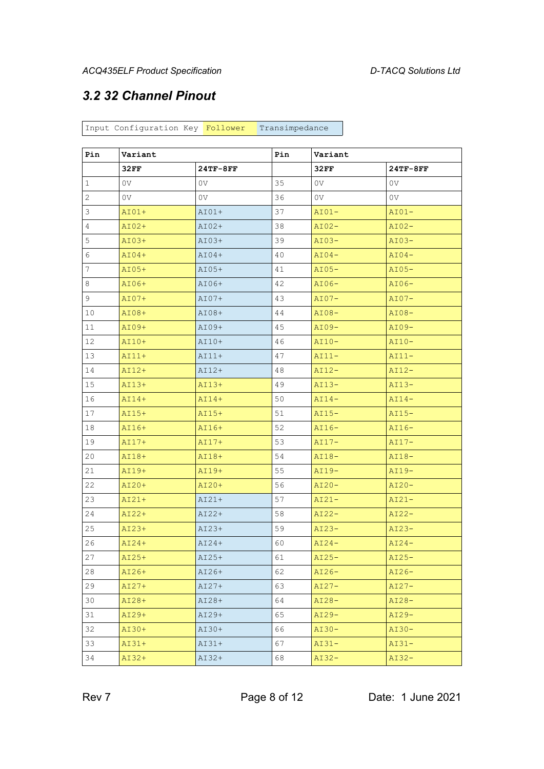## 3.2 32 Channel Pinout

| Input Configuration Key | Follower | Transimpedance |
|---|---|---|

| Pin | Variant | | Pin | Variant | |
|---|---|---|---|---|---|
| | 32FF | 24TF-8FF | | 32FF | 24TF-8FF |
| 1 | 0V | 0V | 35 | 0V | 0V |
| 2 | 0V | 0V | 36 | 0V | 0V |
| 3 | AI01+ | AI01+ | 37 | AI01- | AI01- |
| 4 | AI02+ | AI02+ | 38 | AI02- | AI02- |
| 5 | AI03+ | AI03+ | 39 | AI03- | AI03- |
| 6 | AI04+ | AI04+ | 40 | AI04- | AI04- |
| 7 | AI05+ | AI05+ | 41 | AI05- | AI05- |
| 8 | AI06+ | AI06+ | 42 | AI06- | AI06- |
| 9 | AI07+ | AI07+ | 43 | AI07- | AI07- |
| 10 | AI08+ | AI08+ | 44 | AI08- | AI08- |
| 11 | AI09+ | AI09+ | 45 | AI09- | AI09- |
| 12 | AI10+ | AI10+ | 46 | AI10- | AI10- |
| 13 | AI11+ | AI11+ | 47 | AI11- | AI11- |
| 14 | AI12+ | AI12+ | 48 | AI12- | AI12- |
| 15 | AI13+ | AI13+ | 49 | AI13- | AI13- |
| 16 | AI14+ | AI14+ | 50 | AI14- | AI14- |
| 17 | AI15+ | AI15+ | 51 | AI15- | AI15- |
| 18 | AI16+ | AI16+ | 52 | AI16- | AI16- |
| 19 | AI17+ | AI17+ | 53 | AI17- | AI17- |
| 20 | AI18+ | AI18+ | 54 | AI18- | AI18- |
| 21 | AI19+ | AI19+ | 55 | AI19- | AI19- |
| 22 | AI20+ | AI20+ | 56 | AI20- | AI20- |
| 23 | AI21+ | AI21+ | 57 | AI21- | AI21- |
| 24 | AI22+ | AI22+ | 58 | AI22- | AI22- |
| 25 | AI23+ | AI23+ | 59 | AI23- | AI23- |
| 26 | AI24+ | AI24+ | 60 | AI24- | AI24- |
| 27 | AI25+ | AI25+ | 61 | AI25- | AI25- |
| 28 | AI26+ | AI26+ | 62 | AI26- | AI26- |
| 29 | AI27+ | AI27+ | 63 | AI27- | AI27- |
| 30 | AI28+ | AI28+ | 64 | AI28- | AI28- |
| 31 | AI29+ | AI29+ | 65 | AI29- | AI29- |
| 32 | AI30+ | AI30+ | 66 | AI30- | AI30- |
| 33 | AI31+ | AI31+ | 67 | AI31- | AI31- |
| 34 | AI32+ | AI32+ | 68 | AI32- | AI32- |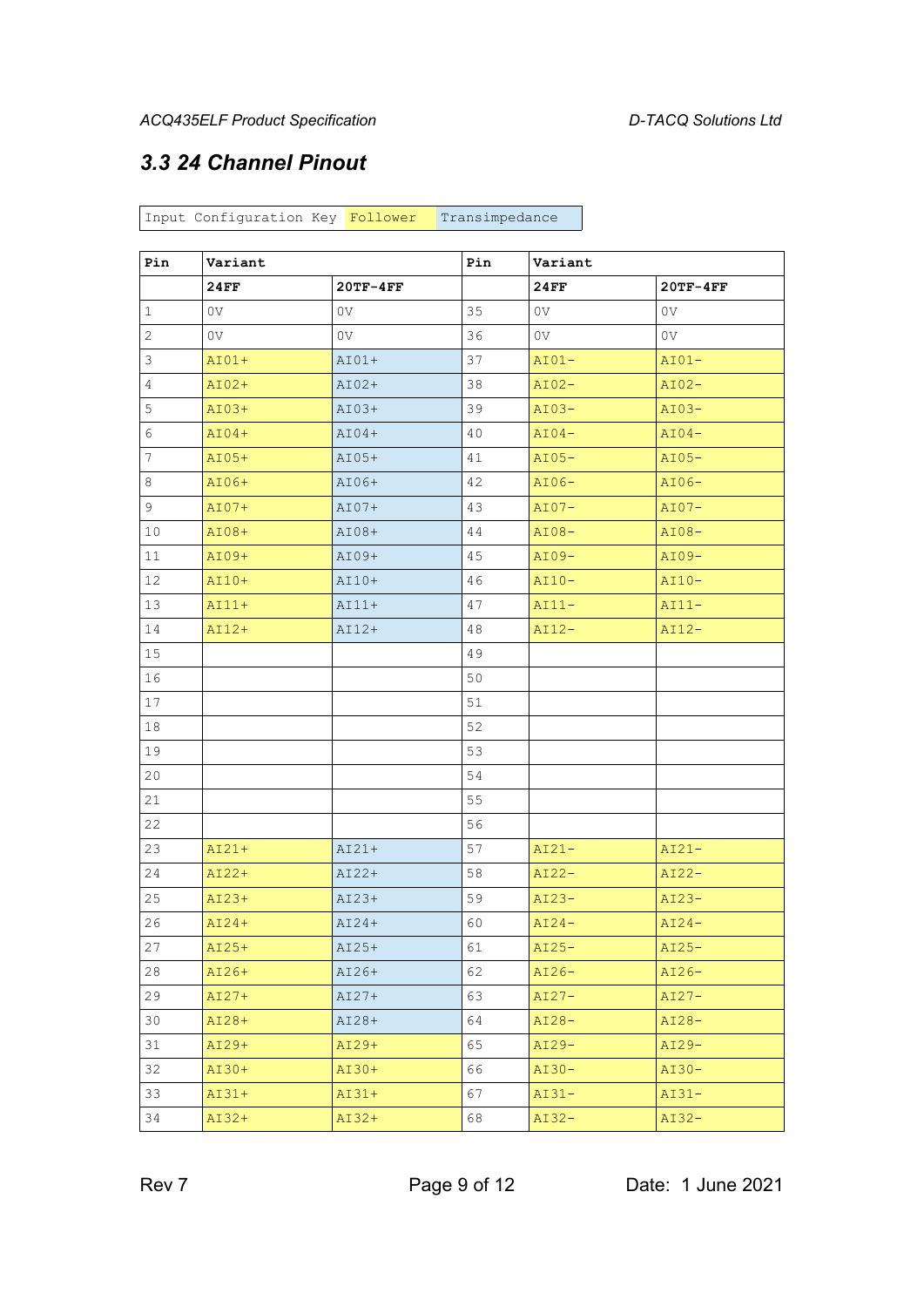## 3.3 24 Channel Pinout

| Input Configuration Key | Follower | Transimpedance |
|---|---|---|

| Pin | Variant | | Pin | Variant | |
|---|---|---|---|---|---|
| | **24FF** | **20TF-4FF** | | **24FF** | **20TF-4FF** |
| 1 | 0V | 0V | 35 | 0V | 0V |
| 2 | 0V | 0V | 36 | 0V | 0V |
| 3 | AI01+ | AI01+ | 37 | AI01- | AI01- |
| 4 | AI02+ | AI02+ | 38 | AI02- | AI02- |
| 5 | AI03+ | AI03+ | 39 | AI03- | AI03- |
| 6 | AI04+ | AI04+ | 40 | AI04- | AI04- |
| 7 | AI05+ | AI05+ | 41 | AI05- | AI05- |
| 8 | AI06+ | AI06+ | 42 | AI06- | AI06- |
| 9 | AI07+ | AI07+ | 43 | AI07- | AI07- |
| 10 | AI08+ | AI08+ | 44 | AI08- | AI08- |
| 11 | AI09+ | AI09+ | 45 | AI09- | AI09- |
| 12 | AI10+ | AI10+ | 46 | AI10- | AI10- |
| 13 | AI11+ | AI11+ | 47 | AI11- | AI11- |
| 14 | AI12+ | AI12+ | 48 | AI12- | AI12- |
| 15 | | | 49 | | |
| 16 | | | 50 | | |
| 17 | | | 51 | | |
| 18 | | | 52 | | |
| 19 | | | 53 | | |
| 20 | | | 54 | | |
| 21 | | | 55 | | |
| 22 | | | 56 | | |
| 23 | AI21+ | AI21+ | 57 | AI21- | AI21- |
| 24 | AI22+ | AI22+ | 58 | AI22- | AI22- |
| 25 | AI23+ | AI23+ | 59 | AI23- | AI23- |
| 26 | AI24+ | AI24+ | 60 | AI24- | AI24- |
| 27 | AI25+ | AI25+ | 61 | AI25- | AI25- |
| 28 | AI26+ | AI26+ | 62 | AI26- | AI26- |
| 29 | AI27+ | AI27+ | 63 | AI27- | AI27- |
| 30 | AI28+ | AI28+ | 64 | AI28- | AI28- |
| 31 | AI29+ | AI29+ | 65 | AI29- | AI29- |
| 32 | AI30+ | AI30+ | 66 | AI30- | AI30- |
| 33 | AI31+ | AI31+ | 67 | AI31- | AI31- |
| 34 | AI32+ | AI32+ | 68 | AI32- | AI32- |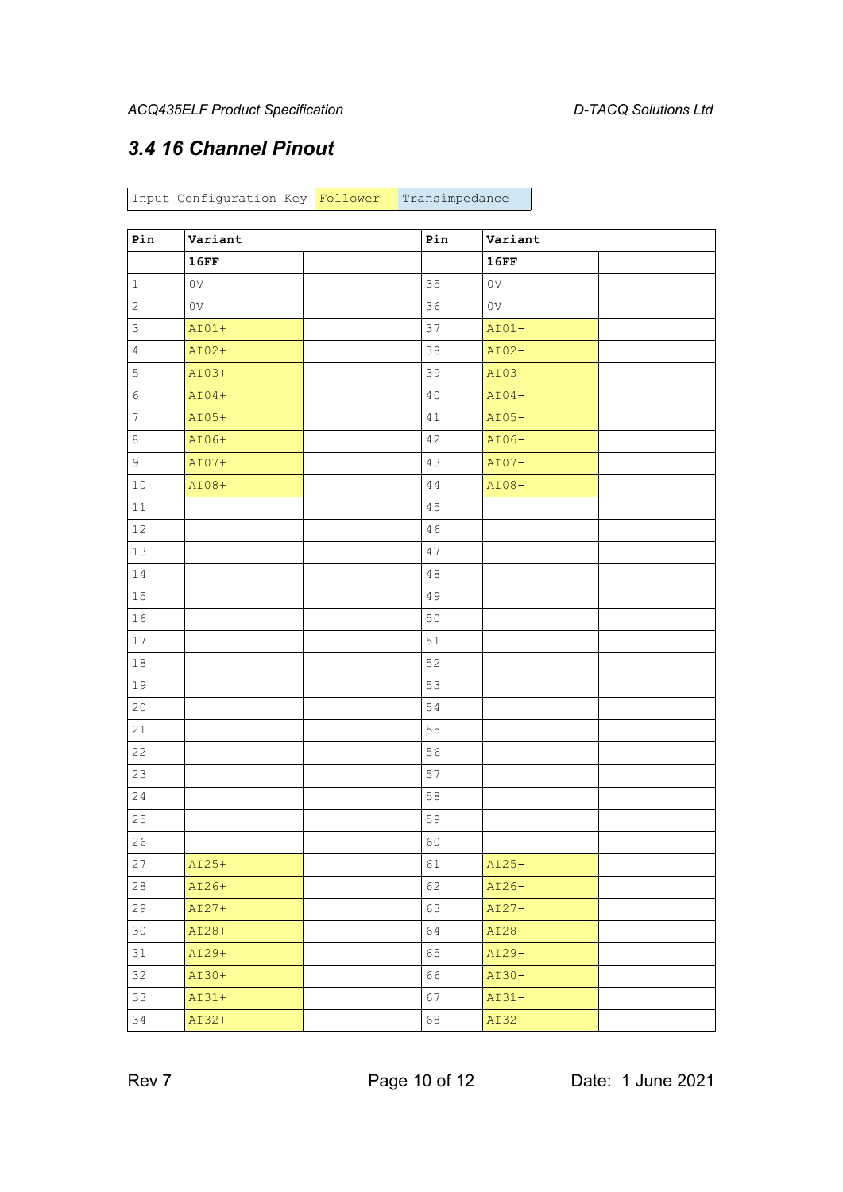### 3.4 16 Channel Pinout

| Input Configuration Key | Follower | Transimpedance |
|---|---|---|

| Pin | Variant | | Pin | Variant | |
|---|---|---|---|---|---|
| | **16FF** | | | **16FF** | |
| 1 | 0V | | 35 | 0V | |
| 2 | 0V | | 36 | 0V | |
| 3 | AI01+ | | 37 | AI01- | |
| 4 | AI02+ | | 38 | AI02- | |
| 5 | AI03+ | | 39 | AI03- | |
| 6 | AI04+ | | 40 | AI04- | |
| 7 | AI05+ | | 41 | AI05- | |
| 8 | AI06+ | | 42 | AI06- | |
| 9 | AI07+ | | 43 | AI07- | |
| 10 | AI08+ | | 44 | AI08- | |
| 11 | | | 45 | | |
| 12 | | | 46 | | |
| 13 | | | 47 | | |
| 14 | | | 48 | | |
| 15 | | | 49 | | |
| 16 | | | 50 | | |
| 17 | | | 51 | | |
| 18 | | | 52 | | |
| 19 | | | 53 | | |
| 20 | | | 54 | | |
| 21 | | | 55 | | |
| 22 | | | 56 | | |
| 23 | | | 57 | | |
| 24 | | | 58 | | |
| 25 | | | 59 | | |
| 26 | | | 60 | | |
| 27 | AI25+ | | 61 | AI25- | |
| 28 | AI26+ | | 62 | AI26- | |
| 29 | AI27+ | | 63 | AI27- | |
| 30 | AI28+ | | 64 | AI28- | |
| 31 | AI29+ | | 65 | AI29- | |
| 32 | AI30+ | | 66 | AI30- | |
| 33 | AI31+ | | 67 | AI31- | |
| 34 | AI32+ | | 68 | AI32- | |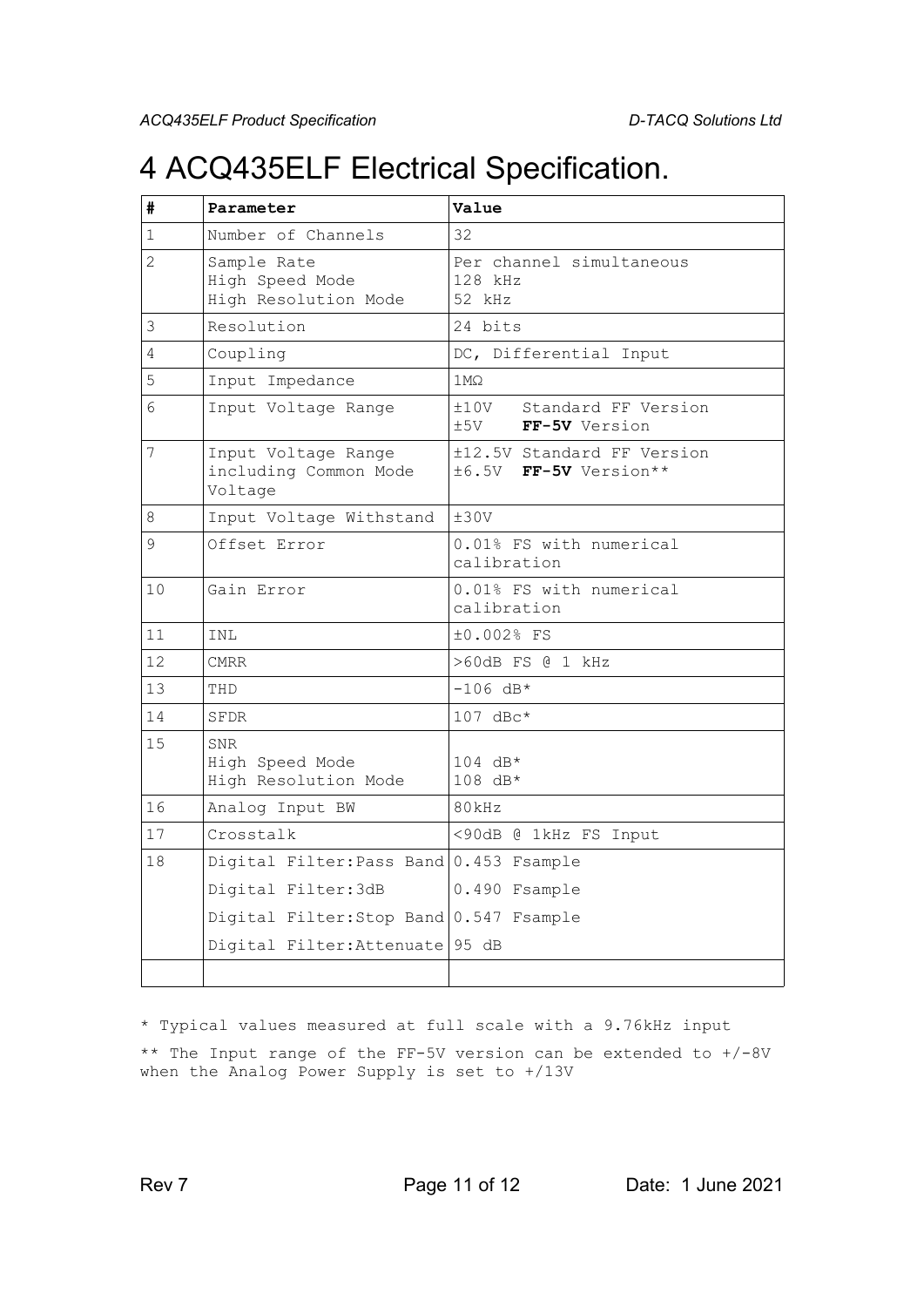# 4 ACQ435ELF Electrical Specification.

| # | Parameter | Value |
|---|---|---|
| 1 | Number of Channels | 32 |
| 2 | Sample Rate<br>High Speed Mode<br>High Resolution Mode | Per channel simultaneous<br>128 kHz<br>52 kHz |
| 3 | Resolution | 24 bits |
| 4 | Coupling | DC, Differential Input |
| 5 | Input Impedance | 1MΩ |
| 6 | Input Voltage Range | ±10V Standard FF Version<br>±5V **FF-5V** Version |
| 7 | Input Voltage Range including Common Mode Voltage | ±12.5V Standard FF Version<br>±6.5V **FF-5V** Version** |
| 8 | Input Voltage Withstand | ±30V |
| 9 | Offset Error | 0.01% FS with numerical calibration |
| 10 | Gain Error | 0.01% FS with numerical calibration |
| 11 | INL | ±0.002% FS |
| 12 | CMRR | >60dB FS @ 1 kHz |
| 13 | THD | -106 dB* |
| 14 | SFDR | 107 dBc* |
| 15 | SNR<br>High Speed Mode<br>High Resolution Mode | <br>104 dB*<br>108 dB* |
| 16 | Analog Input BW | 80kHz |
| 17 | Crosstalk | <90dB @ 1kHz FS Input |
| 18 | Digital Filter:Pass Band | 0.453 Fsample |
| | Digital Filter:3dB | 0.490 Fsample |
| | Digital Filter:Stop Band | 0.547 Fsample |
| | Digital Filter:Attenuate | 95 dB |
| | | |

* Typical values measured at full scale with a 9.76kHz input

** The Input range of the FF-5V version can be extended to +/-8V when the Analog Power Supply is set to +/13V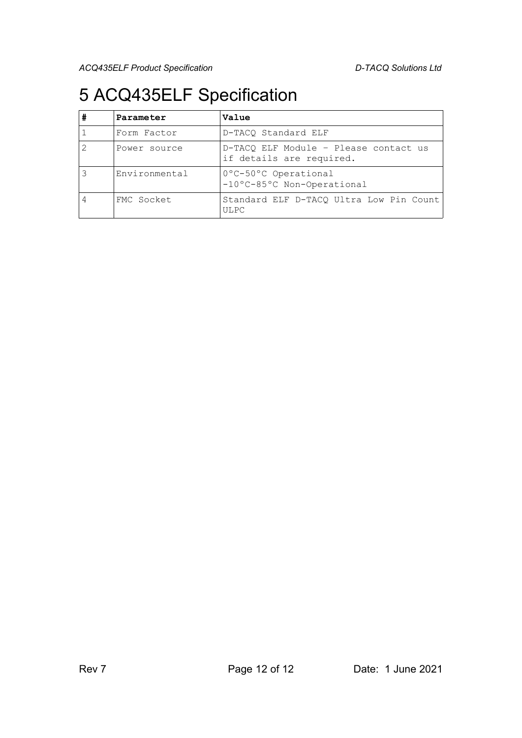# 5 ACQ435ELF Specification

| # | Parameter | Value |
|---|---|---|
| 1 | Form Factor | D-TACQ Standard ELF |
| 2 | Power source | D-TACQ ELF Module – Please contact us if details are required. |
| 3 | Environmental | 0°C-50°C Operational<br>-10°C-85°C Non-Operational |
| 4 | FMC Socket | Standard ELF D-TACQ Ultra Low Pin Count ULPC |